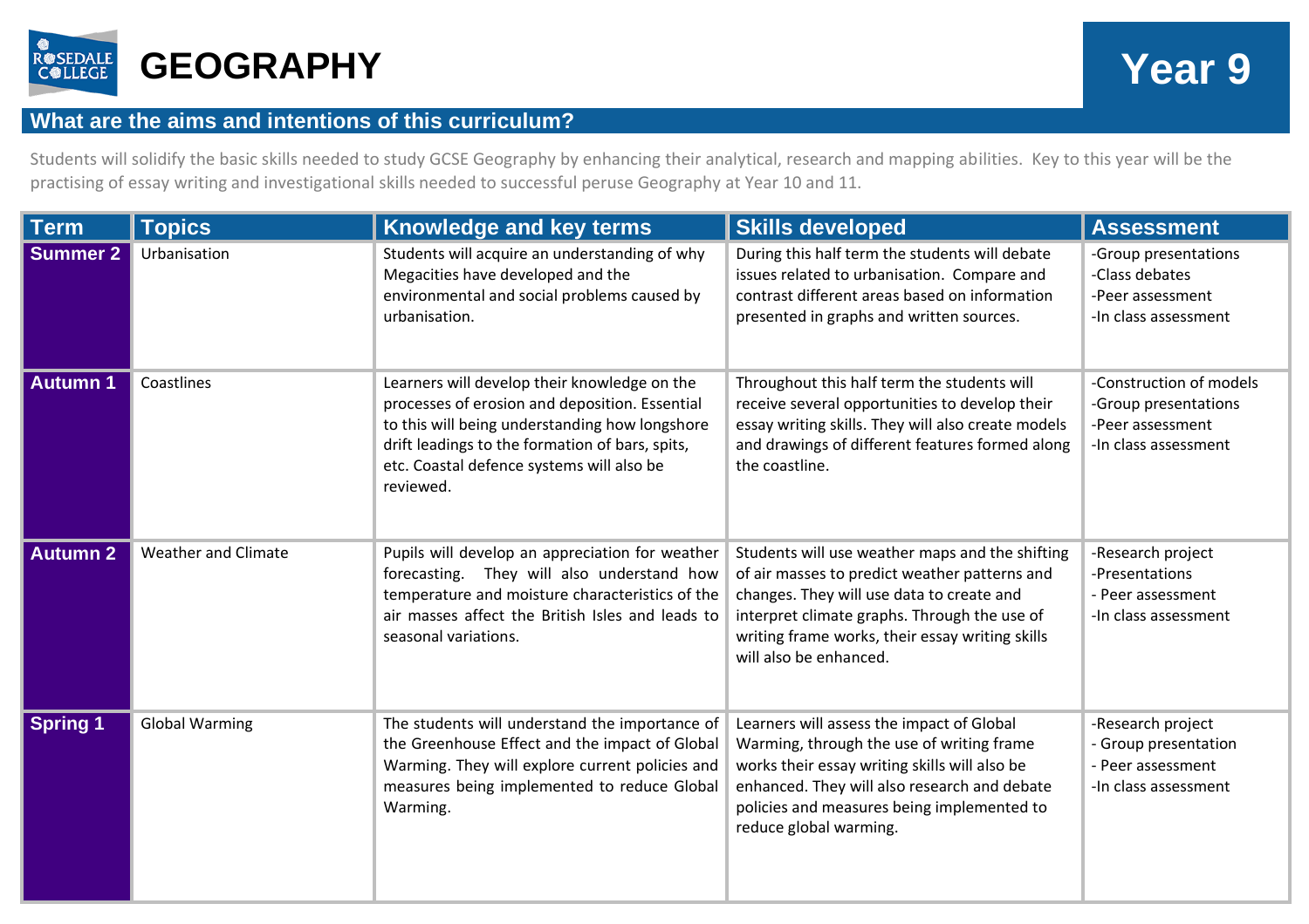# GEOGRAPHY

# Year 9

## What are the aims and intentions of this curriculum?

Students will solidify the basic skills needed to study GCSE Geography by enhancing their analytical, research and mapping abilities. Key to this year will be the practising of essay writing and investigational skills needed to successful peruse Geography at Year 10 and 11.

| Term | Topics | Knowledge and key terms | Skills developed | Assessment |
|---|---|---|---|---|
| **Summer 2** | Urbanisation | Students will acquire an understanding of why Megacities have developed and the environmental and social problems caused by urbanisation. | During this half term the students will debate issues related to urbanisation. Compare and contrast different areas based on information presented in graphs and written sources. | -Group presentations<br>-Class debates<br>-Peer assessment<br>-In class assessment |
| **Autumn 1** | Coastlines | Learners will develop their knowledge on the processes of erosion and deposition. Essential to this will being understanding how longshore drift leadings to the formation of bars, spits, etc. Coastal defence systems will also be reviewed. | Throughout this half term the students will receive several opportunities to develop their essay writing skills. They will also create models and drawings of different features formed along the coastline. | -Construction of models<br>-Group presentations<br>-Peer assessment<br>-In class assessment |
| **Autumn 2** | Weather and Climate | Pupils will develop an appreciation for weather forecasting. They will also understand how temperature and moisture characteristics of the air masses affect the British Isles and leads to seasonal variations. | Students will use weather maps and the shifting of air masses to predict weather patterns and changes. They will use data to create and interpret climate graphs. Through the use of writing frame works, their essay writing skills will also be enhanced. | -Research project<br>-Presentations<br>- Peer assessment<br>-In class assessment |
| **Spring 1** | Global Warming | The students will understand the importance of the Greenhouse Effect and the impact of Global Warming. They will explore current policies and measures being implemented to reduce Global Warming. | Learners will assess the impact of Global Warming, through the use of writing frame works their essay writing skills will also be enhanced. They will also research and debate policies and measures being implemented to reduce global warming. | -Research project<br>- Group presentation<br>- Peer assessment<br>-In class assessment |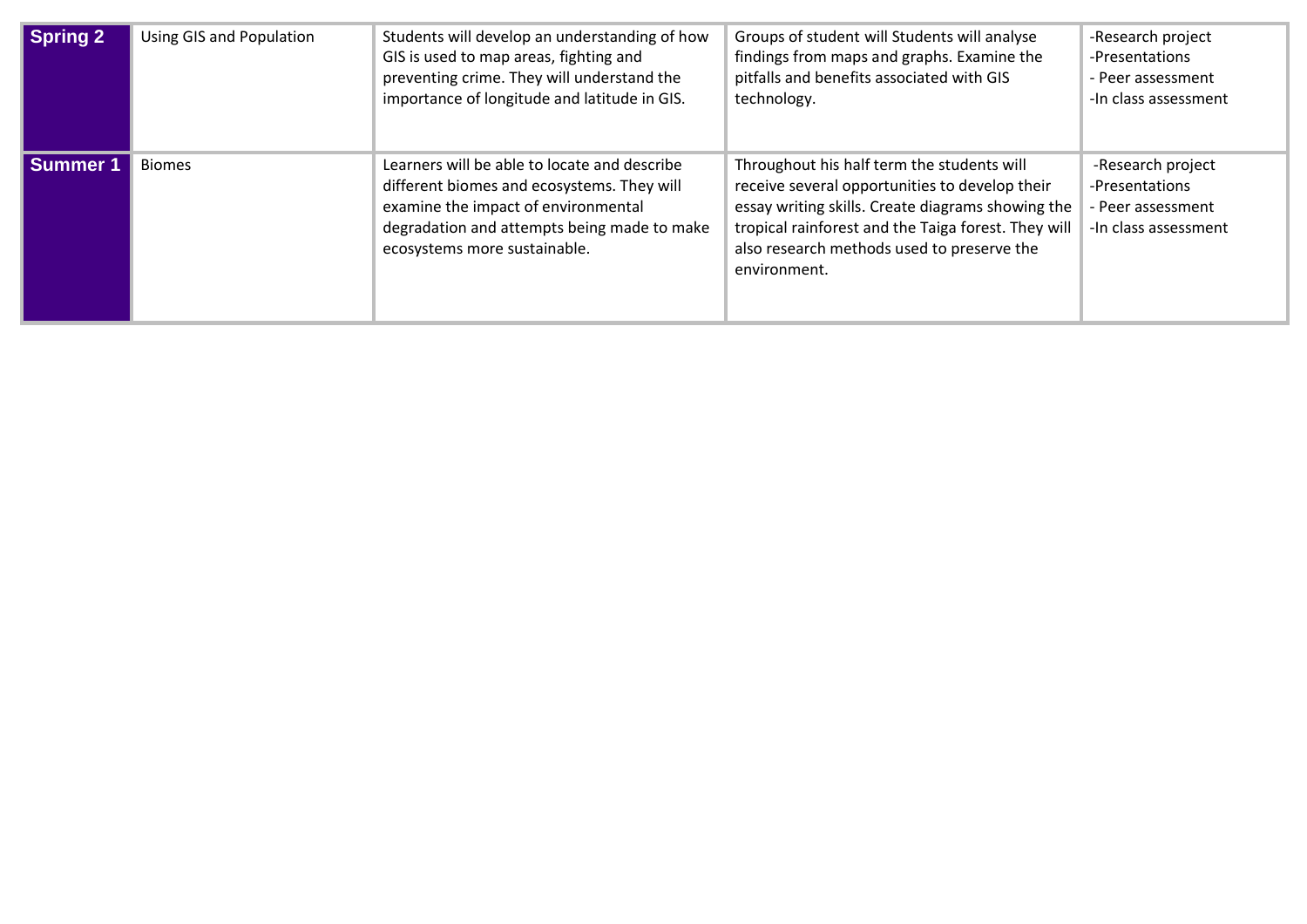| | | | | |
|---|---|---|---|---|
| **Spring 2** | Using GIS and Population | Students will develop an understanding of how GIS is used to map areas, fighting and preventing crime. They will understand the importance of longitude and latitude in GIS. | Groups of student will Students will analyse findings from maps and graphs. Examine the pitfalls and benefits associated with GIS technology. | -Research project<br>-Presentations<br>- Peer assessment<br>-In class assessment |
| **Summer 1** | Biomes | Learners will be able to locate and describe different biomes and ecosystems. They will examine the impact of environmental degradation and attempts being made to make ecosystems more sustainable. | Throughout his half term the students will receive several opportunities to develop their essay writing skills. Create diagrams showing the tropical rainforest and the Taiga forest. They will also research methods used to preserve the environment. | -Research project<br>-Presentations<br>- Peer assessment<br>-In class assessment |